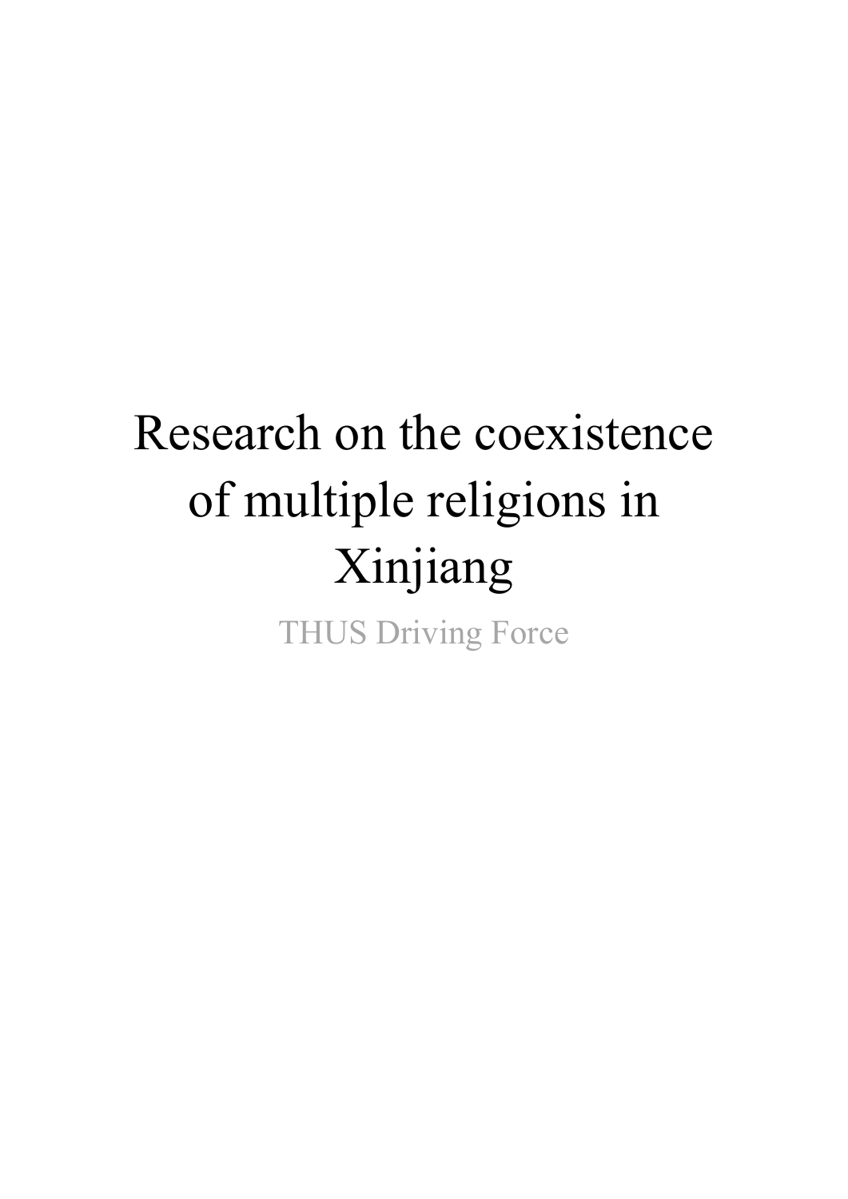# Research on the coexistence of multiple religions in Xinjiang

THUS Driving Force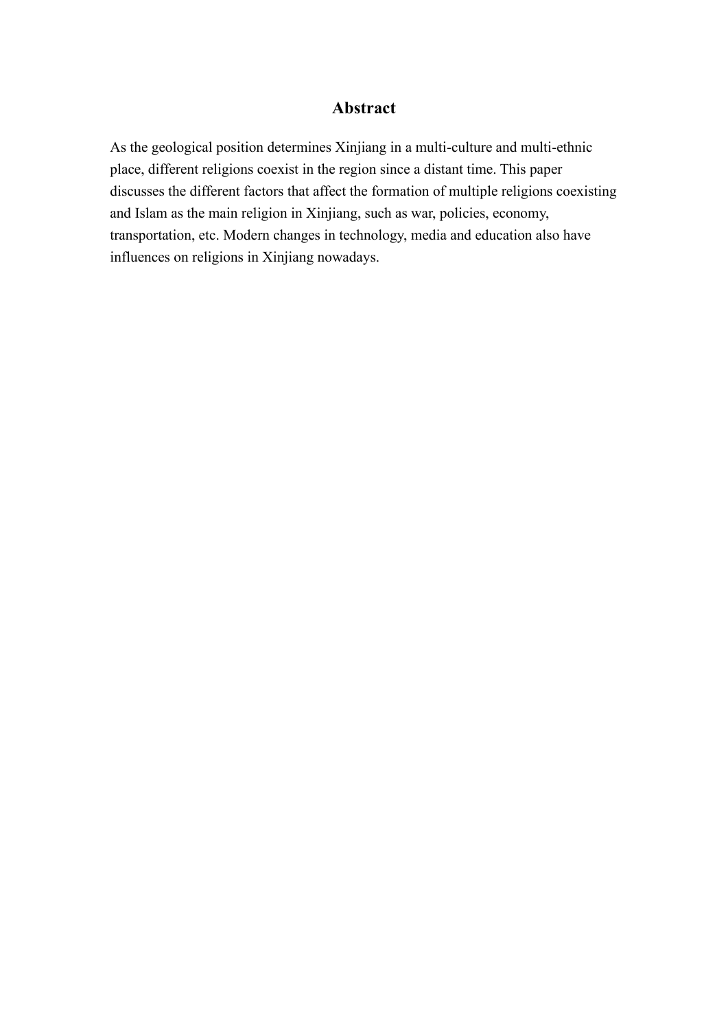## Abstract

As the geological position determines Xinjiang in a multi-culture and multi-ethnic place, different religions coexist in the region since a distant time. This paper discusses the different factors that affect the formation of multiple religions coexisting and Islam as the main religion in Xinjiang, such as war, policies, economy, transportation, etc. Modern changes in technology, media and education also have influences on religions in Xinjiang nowadays.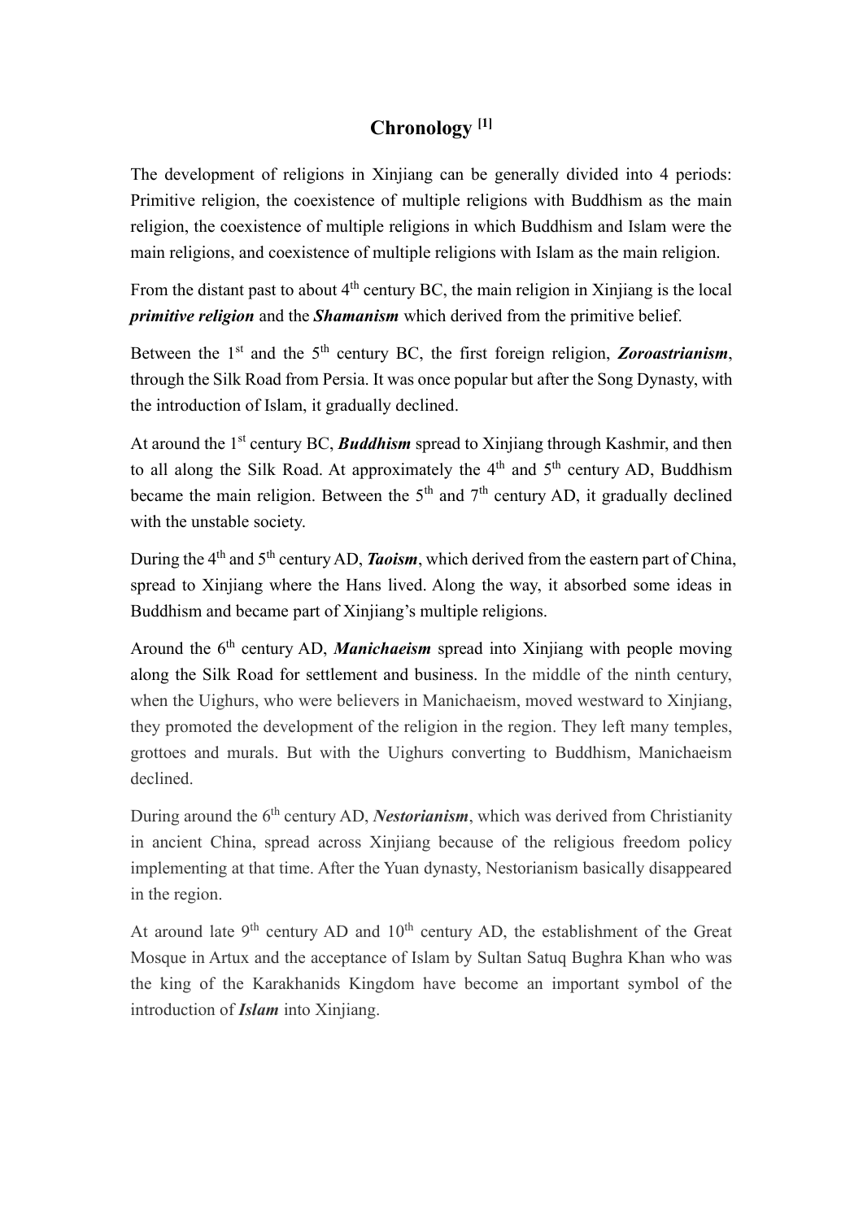# Chronology [1]

The development of religions in Xinjiang can be generally divided into 4 periods: Primitive religion, the coexistence of multiple religions with Buddhism as the main religion, the coexistence of multiple religions in which Buddhism and Islam were the main religions, and coexistence of multiple religions with Islam as the main religion.

From the distant past to about 4th century BC, the main religion in Xinjiang is the local ***primitive religion*** and the ***Shamanism*** which derived from the primitive belief.

Between the 1st and the 5th century BC, the first foreign religion, ***Zoroastrianism***, through the Silk Road from Persia. It was once popular but after the Song Dynasty, with the introduction of Islam, it gradually declined.

At around the 1st century BC, ***Buddhism*** spread to Xinjiang through Kashmir, and then to all along the Silk Road. At approximately the 4th and 5th century AD, Buddhism became the main religion. Between the 5th and 7th century AD, it gradually declined with the unstable society.

During the 4th and 5th century AD, ***Taoism***, which derived from the eastern part of China, spread to Xinjiang where the Hans lived. Along the way, it absorbed some ideas in Buddhism and became part of Xinjiang's multiple religions.

Around the 6th century AD, ***Manichaeism*** spread into Xinjiang with people moving along the Silk Road for settlement and business. In the middle of the ninth century, when the Uighurs, who were believers in Manichaeism, moved westward to Xinjiang, they promoted the development of the religion in the region. They left many temples, grottoes and murals. But with the Uighurs converting to Buddhism, Manichaeism declined.

During around the 6th century AD, ***Nestorianism***, which was derived from Christianity in ancient China, spread across Xinjiang because of the religious freedom policy implementing at that time. After the Yuan dynasty, Nestorianism basically disappeared in the region.

At around late 9th century AD and 10th century AD, the establishment of the Great Mosque in Artux and the acceptance of Islam by Sultan Satuq Bughra Khan who was the king of the Karakhanids Kingdom have become an important symbol of the introduction of ***Islam*** into Xinjiang.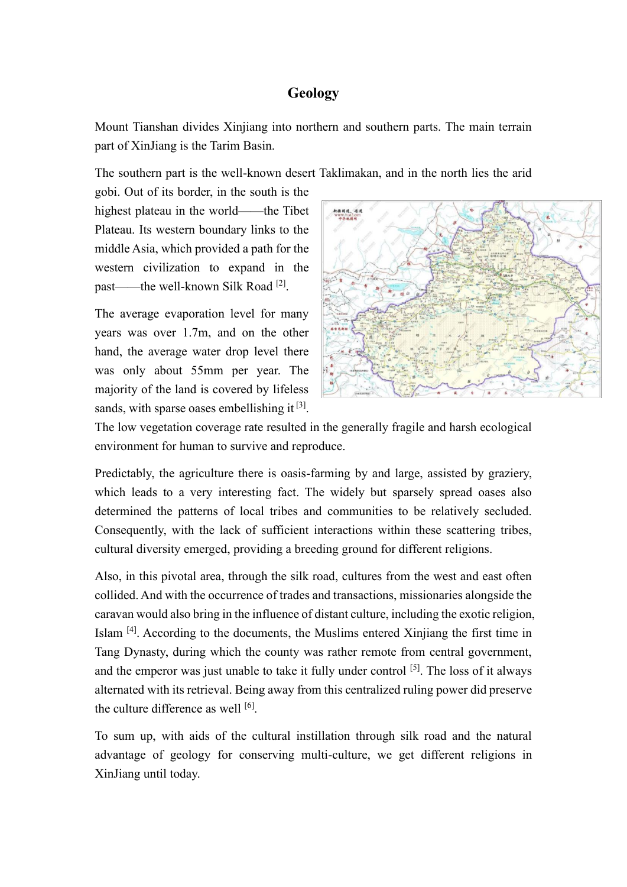# Geology

Mount Tianshan divides Xinjiang into northern and southern parts. The main terrain part of XinJiang is the Tarim Basin.

The southern part is the well-known desert Taklimakan, and in the north lies the arid gobi. Out of its border, in the south is the highest plateau in the world——the Tibet Plateau. Its western boundary links to the middle Asia, which provided a path for the western civilization to expand in the past——the well-known Silk Road [2].

The average evaporation level for many years was over 1.7m, and on the other hand, the average water drop level there was only about 55mm per year. The majority of the land is covered by lifeless sands, with sparse oases embellishing it [3]. The low vegetation coverage rate resulted in the generally fragile and harsh ecological environment for human to survive and reproduce.

Predictably, the agriculture there is oasis-farming by and large, assisted by graziery, which leads to a very interesting fact. The widely but sparsely spread oases also determined the patterns of local tribes and communities to be relatively secluded. Consequently, with the lack of sufficient interactions within these scattering tribes, cultural diversity emerged, providing a breeding ground for different religions.

Also, in this pivotal area, through the silk road, cultures from the west and east often collided. And with the occurrence of trades and transactions, missionaries alongside the caravan would also bring in the influence of distant culture, including the exotic religion, Islam [4]. According to the documents, the Muslims entered Xinjiang the first time in Tang Dynasty, during which the county was rather remote from central government, and the emperor was just unable to take it fully under control [5]. The loss of it always alternated with its retrieval. Being away from this centralized ruling power did preserve the culture difference as well [6].

To sum up, with aids of the cultural instillation through silk road and the natural advantage of geology for conserving multi-culture, we get different religions in XinJiang until today.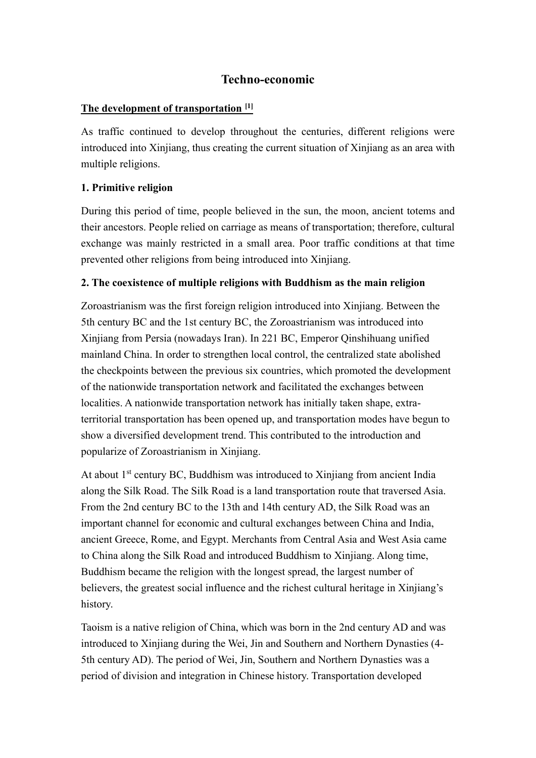## Techno-economic

### <u>The development of transportation [1]</u>

As traffic continued to develop throughout the centuries, different religions were introduced into Xinjiang, thus creating the current situation of Xinjiang as an area with multiple religions.

**1. Primitive religion**

During this period of time, people believed in the sun, the moon, ancient totems and their ancestors. People relied on carriage as means of transportation; therefore, cultural exchange was mainly restricted in a small area. Poor traffic conditions at that time prevented other religions from being introduced into Xinjiang.

**2. The coexistence of multiple religions with Buddhism as the main religion**

Zoroastrianism was the first foreign religion introduced into Xinjiang. Between the 5th century BC and the 1st century BC, the Zoroastrianism was introduced into Xinjiang from Persia (nowadays Iran). In 221 BC, Emperor Qinshihuang unified mainland China. In order to strengthen local control, the centralized state abolished the checkpoints between the previous six countries, which promoted the development of the nationwide transportation network and facilitated the exchanges between localities. A nationwide transportation network has initially taken shape, extra-territorial transportation has been opened up, and transportation modes have begun to show a diversified development trend. This contributed to the introduction and popularize of Zoroastrianism in Xinjiang.

At about 1st century BC, Buddhism was introduced to Xinjiang from ancient India along the Silk Road. The Silk Road is a land transportation route that traversed Asia. From the 2nd century BC to the 13th and 14th century AD, the Silk Road was an important channel for economic and cultural exchanges between China and India, ancient Greece, Rome, and Egypt. Merchants from Central Asia and West Asia came to China along the Silk Road and introduced Buddhism to Xinjiang. Along time, Buddhism became the religion with the longest spread, the largest number of believers, the greatest social influence and the richest cultural heritage in Xinjiang's history.

Taoism is a native religion of China, which was born in the 2nd century AD and was introduced to Xinjiang during the Wei, Jin and Southern and Northern Dynasties (4-5th century AD). The period of Wei, Jin, Southern and Northern Dynasties was a period of division and integration in Chinese history. Transportation developed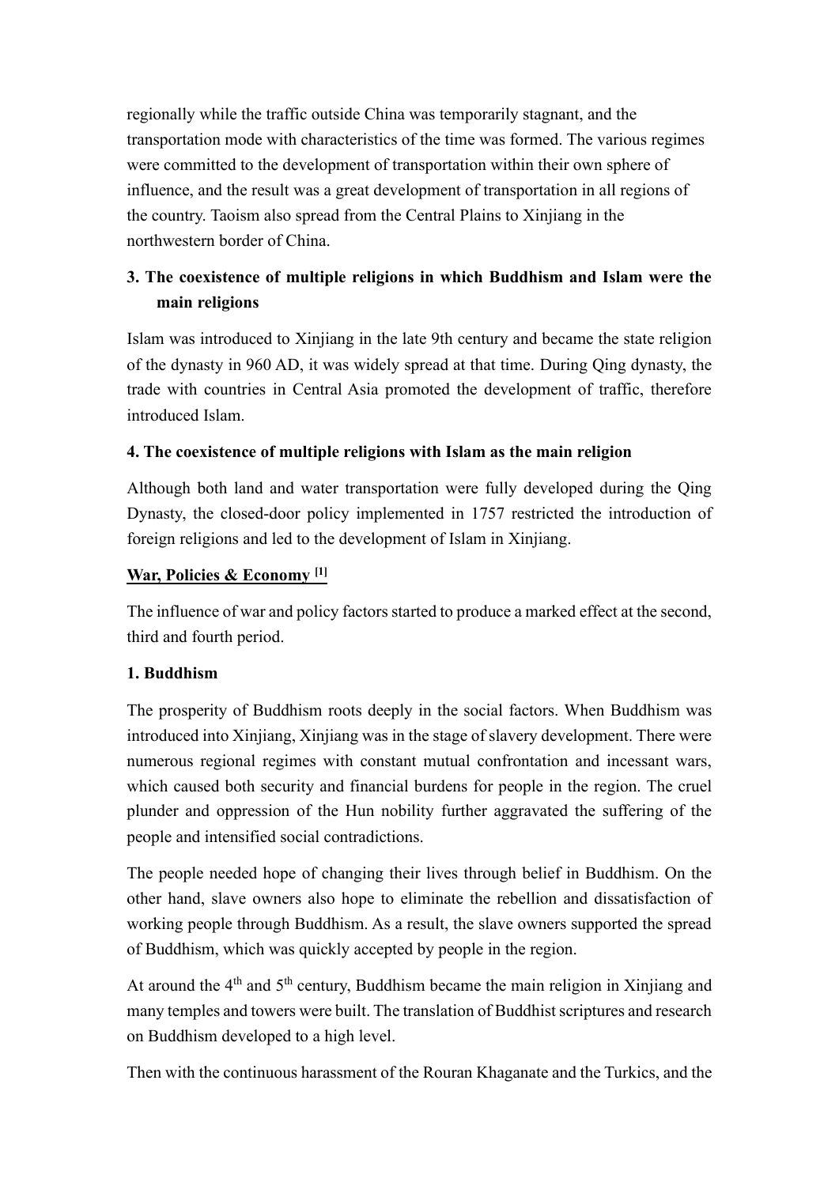regionally while the traffic outside China was temporarily stagnant, and the transportation mode with characteristics of the time was formed. The various regimes were committed to the development of transportation within their own sphere of influence, and the result was a great development of transportation in all regions of the country. Taoism also spread from the Central Plains to Xinjiang in the northwestern border of China.

### 3. The coexistence of multiple religions in which Buddhism and Islam were the main religions

Islam was introduced to Xinjiang in the late 9th century and became the state religion of the dynasty in 960 AD, it was widely spread at that time. During Qing dynasty, the trade with countries in Central Asia promoted the development of traffic, therefore introduced Islam.

### 4. The coexistence of multiple religions with Islam as the main religion

Although both land and water transportation were fully developed during the Qing Dynasty, the closed-door policy implemented in 1757 restricted the introduction of foreign religions and led to the development of Islam in Xinjiang.

## War, Policies & Economy [1]

The influence of war and policy factors started to produce a marked effect at the second, third and fourth period.

### 1. Buddhism

The prosperity of Buddhism roots deeply in the social factors. When Buddhism was introduced into Xinjiang, Xinjiang was in the stage of slavery development. There were numerous regional regimes with constant mutual confrontation and incessant wars, which caused both security and financial burdens for people in the region. The cruel plunder and oppression of the Hun nobility further aggravated the suffering of the people and intensified social contradictions.

The people needed hope of changing their lives through belief in Buddhism. On the other hand, slave owners also hope to eliminate the rebellion and dissatisfaction of working people through Buddhism. As a result, the slave owners supported the spread of Buddhism, which was quickly accepted by people in the region.

At around the 4th and 5th century, Buddhism became the main religion in Xinjiang and many temples and towers were built. The translation of Buddhist scriptures and research on Buddhism developed to a high level.

Then with the continuous harassment of the Rouran Khaganate and the Turkics, and the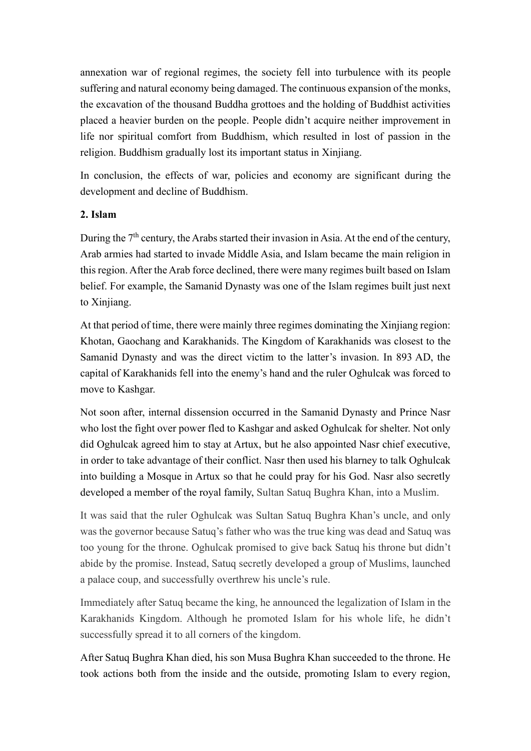annexation war of regional regimes, the society fell into turbulence with its people suffering and natural economy being damaged. The continuous expansion of the monks, the excavation of the thousand Buddha grottoes and the holding of Buddhist activities placed a heavier burden on the people. People didn't acquire neither improvement in life nor spiritual comfort from Buddhism, which resulted in lost of passion in the religion. Buddhism gradually lost its important status in Xinjiang.

In conclusion, the effects of war, policies and economy are significant during the development and decline of Buddhism.

**2. Islam**

During the 7th century, the Arabs started their invasion in Asia. At the end of the century, Arab armies had started to invade Middle Asia, and Islam became the main religion in this region. After the Arab force declined, there were many regimes built based on Islam belief. For example, the Samanid Dynasty was one of the Islam regimes built just next to Xinjiang.

At that period of time, there were mainly three regimes dominating the Xinjiang region: Khotan, Gaochang and Karakhanids. The Kingdom of Karakhanids was closest to the Samanid Dynasty and was the direct victim to the latter's invasion. In 893 AD, the capital of Karakhanids fell into the enemy's hand and the ruler Oghulcak was forced to move to Kashgar.

Not soon after, internal dissension occurred in the Samanid Dynasty and Prince Nasr who lost the fight over power fled to Kashgar and asked Oghulcak for shelter. Not only did Oghulcak agreed him to stay at Artux, but he also appointed Nasr chief executive, in order to take advantage of their conflict. Nasr then used his blarney to talk Oghulcak into building a Mosque in Artux so that he could pray for his God. Nasr also secretly developed a member of the royal family, Sultan Satuq Bughra Khan, into a Muslim.

It was said that the ruler Oghulcak was Sultan Satuq Bughra Khan's uncle, and only was the governor because Satuq's father who was the true king was dead and Satuq was too young for the throne. Oghulcak promised to give back Satuq his throne but didn't abide by the promise. Instead, Satuq secretly developed a group of Muslims, launched a palace coup, and successfully overthrew his uncle's rule.

Immediately after Satuq became the king, he announced the legalization of Islam in the Karakhanids Kingdom. Although he promoted Islam for his whole life, he didn't successfully spread it to all corners of the kingdom.

After Satuq Bughra Khan died, his son Musa Bughra Khan succeeded to the throne. He took actions both from the inside and the outside, promoting Islam to every region,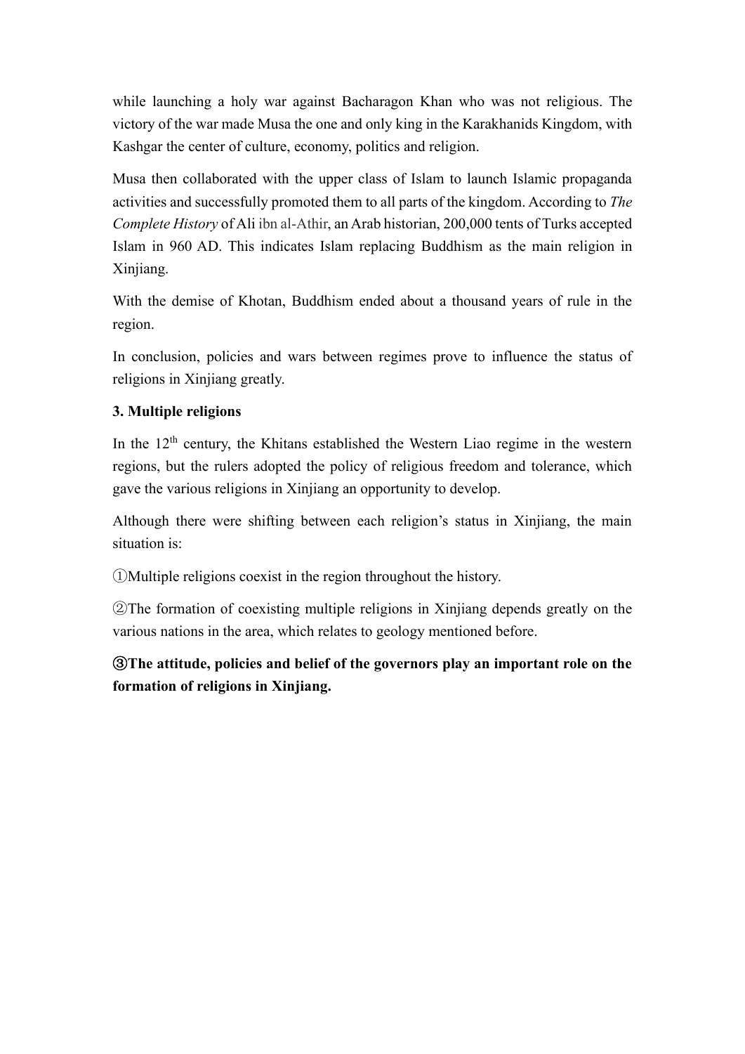while launching a holy war against Bacharagon Khan who was not religious. The victory of the war made Musa the one and only king in the Karakhanids Kingdom, with Kashgar the center of culture, economy, politics and religion.

Musa then collaborated with the upper class of Islam to launch Islamic propaganda activities and successfully promoted them to all parts of the kingdom. According to *The Complete History* of Ali ibn al-Athir, an Arab historian, 200,000 tents of Turks accepted Islam in 960 AD. This indicates Islam replacing Buddhism as the main religion in Xinjiang.

With the demise of Khotan, Buddhism ended about a thousand years of rule in the region.

In conclusion, policies and wars between regimes prove to influence the status of religions in Xinjiang greatly.

**3. Multiple religions**

In the $12^{th}$ century, the Khitans established the Western Liao regime in the western regions, but the rulers adopted the policy of religious freedom and tolerance, which gave the various religions in Xinjiang an opportunity to develop.

Although there were shifting between each religion's status in Xinjiang, the main situation is:

①Multiple religions coexist in the region throughout the history.

②The formation of coexisting multiple religions in Xinjiang depends greatly on the various nations in the area, which relates to geology mentioned before.

**③The attitude, policies and belief of the governors play an important role on the formation of religions in Xinjiang.**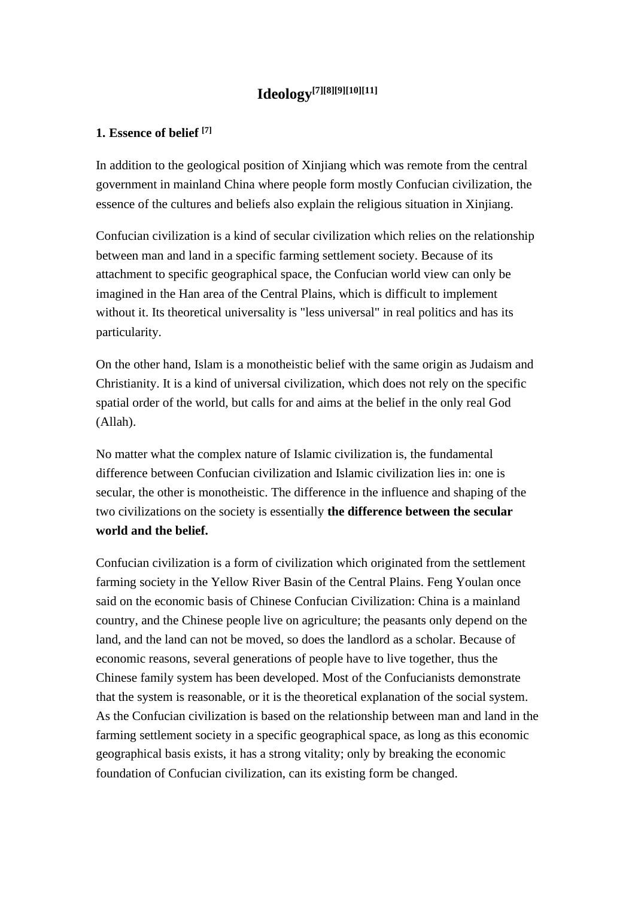# Ideology[7][8][9][10][11]

## 1. Essence of belief [7]

In addition to the geological position of Xinjiang which was remote from the central government in mainland China where people form mostly Confucian civilization, the essence of the cultures and beliefs also explain the religious situation in Xinjiang.

Confucian civilization is a kind of secular civilization which relies on the relationship between man and land in a specific farming settlement society. Because of its attachment to specific geographical space, the Confucian world view can only be imagined in the Han area of the Central Plains, which is difficult to implement without it. Its theoretical universality is "less universal" in real politics and has its particularity.

On the other hand, Islam is a monotheistic belief with the same origin as Judaism and Christianity. It is a kind of universal civilization, which does not rely on the specific spatial order of the world, but calls for and aims at the belief in the only real God (Allah).

No matter what the complex nature of Islamic civilization is, the fundamental difference between Confucian civilization and Islamic civilization lies in: one is secular, the other is monotheistic. The difference in the influence and shaping of the two civilizations on the society is essentially **the difference between the secular world and the belief.**

Confucian civilization is a form of civilization which originated from the settlement farming society in the Yellow River Basin of the Central Plains. Feng Youlan once said on the economic basis of Chinese Confucian Civilization: China is a mainland country, and the Chinese people live on agriculture; the peasants only depend on the land, and the land can not be moved, so does the landlord as a scholar. Because of economic reasons, several generations of people have to live together, thus the Chinese family system has been developed. Most of the Confucianists demonstrate that the system is reasonable, or it is the theoretical explanation of the social system. As the Confucian civilization is based on the relationship between man and land in the farming settlement society in a specific geographical space, as long as this economic geographical basis exists, it has a strong vitality; only by breaking the economic foundation of Confucian civilization, can its existing form be changed.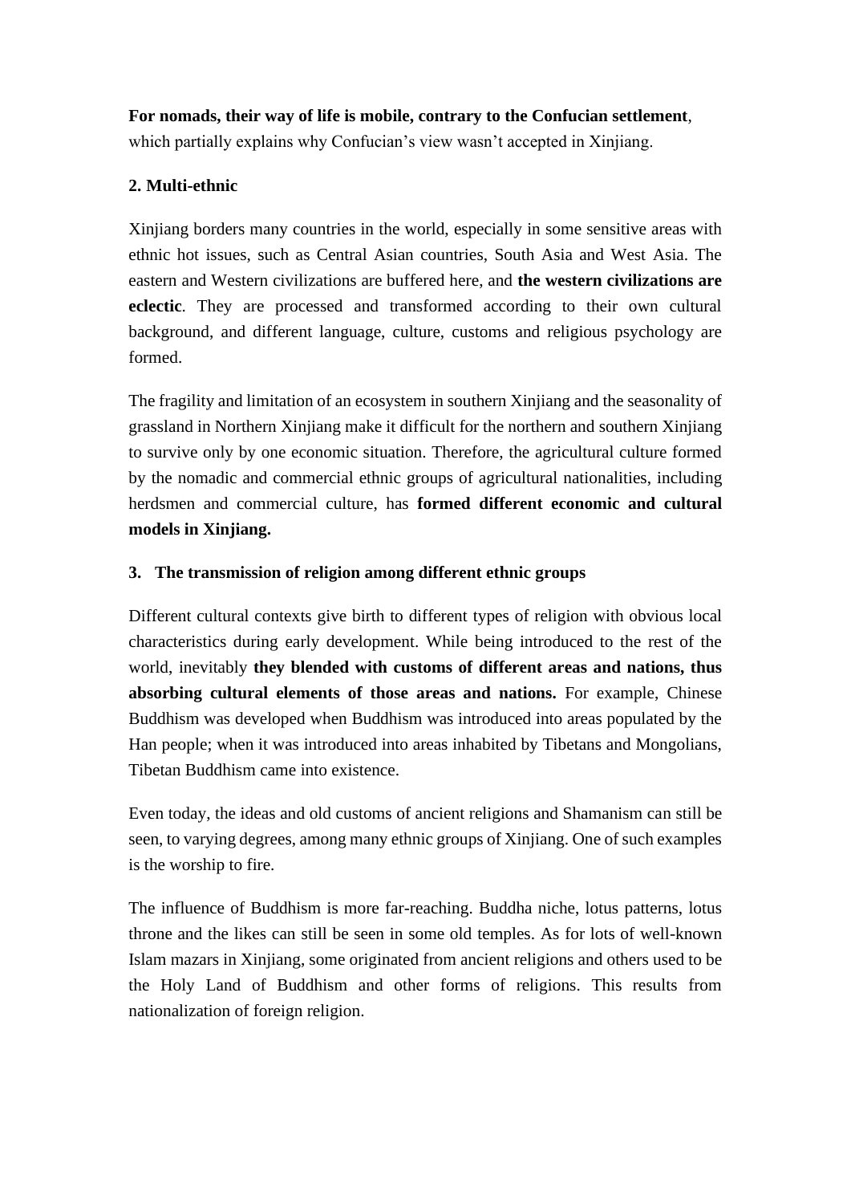**For nomads, their way of life is mobile, contrary to the Confucian settlement**, which partially explains why Confucian's view wasn't accepted in Xinjiang.

**2. Multi-ethnic**

Xinjiang borders many countries in the world, especially in some sensitive areas with ethnic hot issues, such as Central Asian countries, South Asia and West Asia. The eastern and Western civilizations are buffered here, and **the western civilizations are eclectic**. They are processed and transformed according to their own cultural background, and different language, culture, customs and religious psychology are formed.

The fragility and limitation of an ecosystem in southern Xinjiang and the seasonality of grassland in Northern Xinjiang make it difficult for the northern and southern Xinjiang to survive only by one economic situation. Therefore, the agricultural culture formed by the nomadic and commercial ethnic groups of agricultural nationalities, including herdsmen and commercial culture, has **formed different economic and cultural models in Xinjiang.**

**3. The transmission of religion among different ethnic groups**

Different cultural contexts give birth to different types of religion with obvious local characteristics during early development. While being introduced to the rest of the world, inevitably **they blended with customs of different areas and nations, thus absorbing cultural elements of those areas and nations.** For example, Chinese Buddhism was developed when Buddhism was introduced into areas populated by the Han people; when it was introduced into areas inhabited by Tibetans and Mongolians, Tibetan Buddhism came into existence.

Even today, the ideas and old customs of ancient religions and Shamanism can still be seen, to varying degrees, among many ethnic groups of Xinjiang. One of such examples is the worship to fire.

The influence of Buddhism is more far-reaching. Buddha niche, lotus patterns, lotus throne and the likes can still be seen in some old temples. As for lots of well-known Islam mazars in Xinjiang, some originated from ancient religions and others used to be the Holy Land of Buddhism and other forms of religions. This results from nationalization of foreign religion.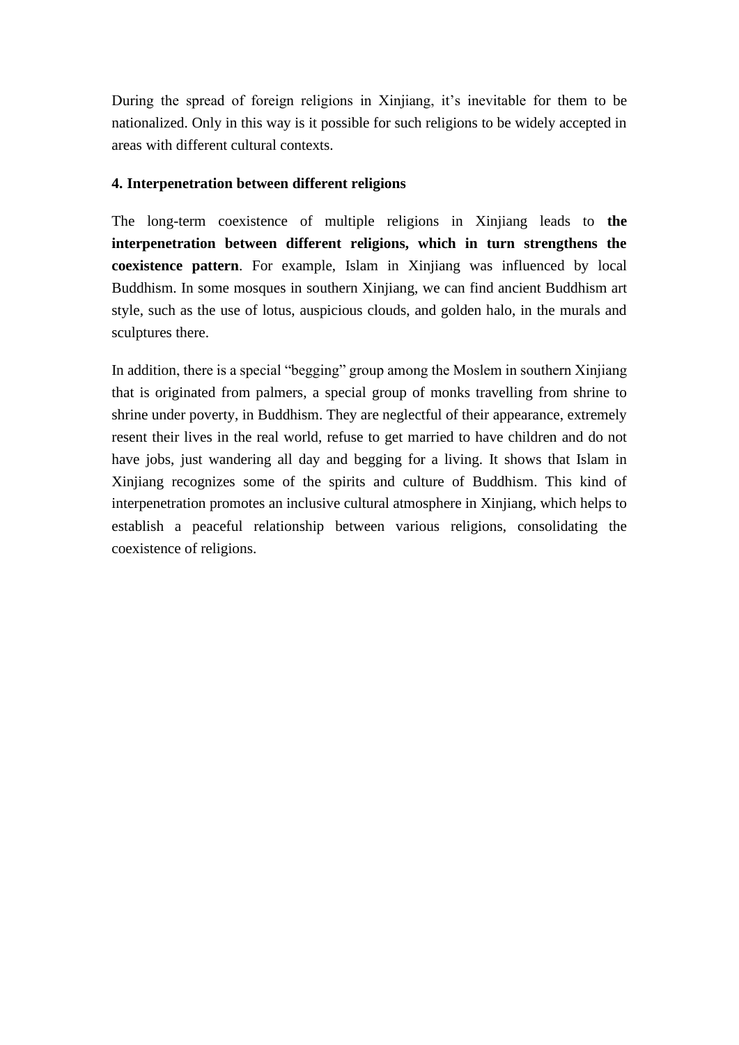During the spread of foreign religions in Xinjiang, it's inevitable for them to be nationalized. Only in this way is it possible for such religions to be widely accepted in areas with different cultural contexts.

**4. Interpenetration between different religions**

The long-term coexistence of multiple religions in Xinjiang leads to **the interpenetration between different religions, which in turn strengthens the coexistence pattern**. For example, Islam in Xinjiang was influenced by local Buddhism. In some mosques in southern Xinjiang, we can find ancient Buddhism art style, such as the use of lotus, auspicious clouds, and golden halo, in the murals and sculptures there.

In addition, there is a special "begging" group among the Moslem in southern Xinjiang that is originated from palmers, a special group of monks travelling from shrine to shrine under poverty, in Buddhism. They are neglectful of their appearance, extremely resent their lives in the real world, refuse to get married to have children and do not have jobs, just wandering all day and begging for a living. It shows that Islam in Xinjiang recognizes some of the spirits and culture of Buddhism. This kind of interpenetration promotes an inclusive cultural atmosphere in Xinjiang, which helps to establish a peaceful relationship between various religions, consolidating the coexistence of religions.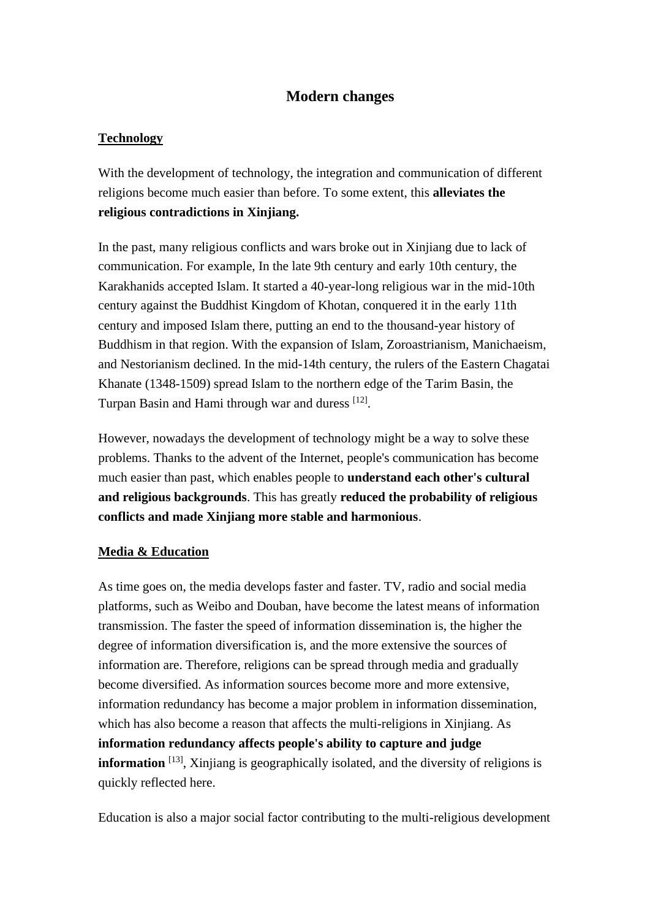## Modern changes

**Technology**

With the development of technology, the integration and communication of different religions become much easier than before. To some extent, this **alleviates the religious contradictions in Xinjiang.**

In the past, many religious conflicts and wars broke out in Xinjiang due to lack of communication. For example, In the late 9th century and early 10th century, the Karakhanids accepted Islam. It started a 40-year-long religious war in the mid-10th century against the Buddhist Kingdom of Khotan, conquered it in the early 11th century and imposed Islam there, putting an end to the thousand-year history of Buddhism in that region. With the expansion of Islam, Zoroastrianism, Manichaeism, and Nestorianism declined. In the mid-14th century, the rulers of the Eastern Chagatai Khanate (1348-1509) spread Islam to the northern edge of the Tarim Basin, the Turpan Basin and Hami through war and duress [12].

However, nowadays the development of technology might be a way to solve these problems. Thanks to the advent of the Internet, people's communication has become much easier than past, which enables people to **understand each other's cultural and religious backgrounds**. This has greatly **reduced the probability of religious conflicts and made Xinjiang more stable and harmonious**.

**Media & Education**

As time goes on, the media develops faster and faster. TV, radio and social media platforms, such as Weibo and Douban, have become the latest means of information transmission. The faster the speed of information dissemination is, the higher the degree of information diversification is, and the more extensive the sources of information are. Therefore, religions can be spread through media and gradually become diversified. As information sources become more and more extensive, information redundancy has become a major problem in information dissemination, which has also become a reason that affects the multi-religions in Xinjiang. As **information redundancy affects people's ability to capture and judge information** [13], Xinjiang is geographically isolated, and the diversity of religions is quickly reflected here.

Education is also a major social factor contributing to the multi-religious development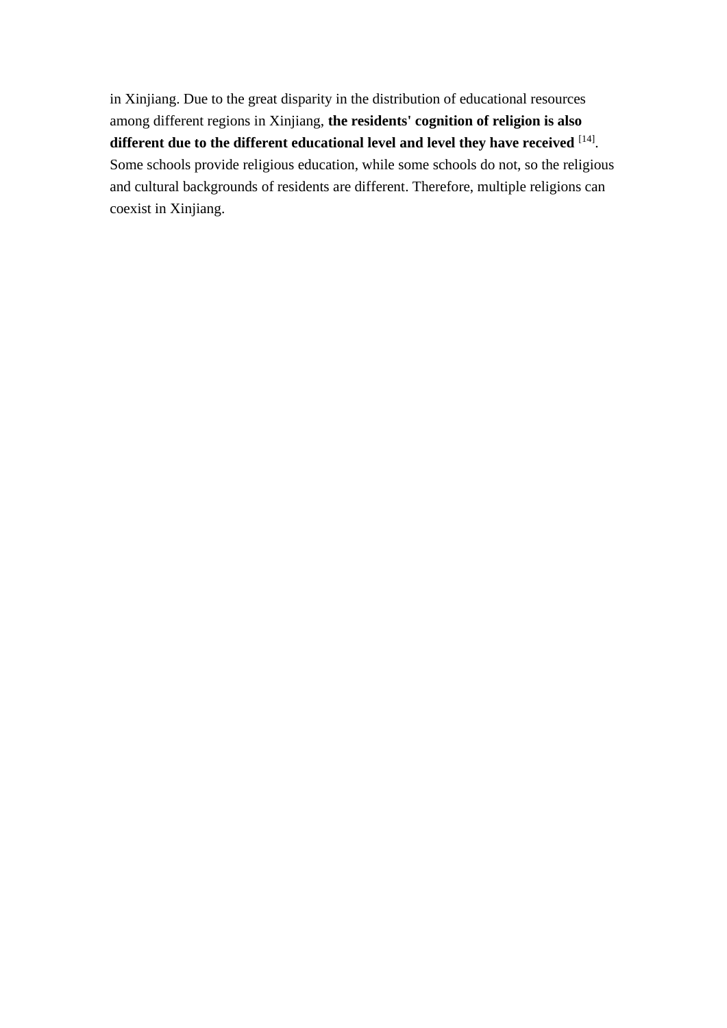in Xinjiang. Due to the great disparity in the distribution of educational resources among different regions in Xinjiang, **the residents' cognition of religion is also different due to the different educational level and level they have received** [14]. Some schools provide religious education, while some schools do not, so the religious and cultural backgrounds of residents are different. Therefore, multiple religions can coexist in Xinjiang.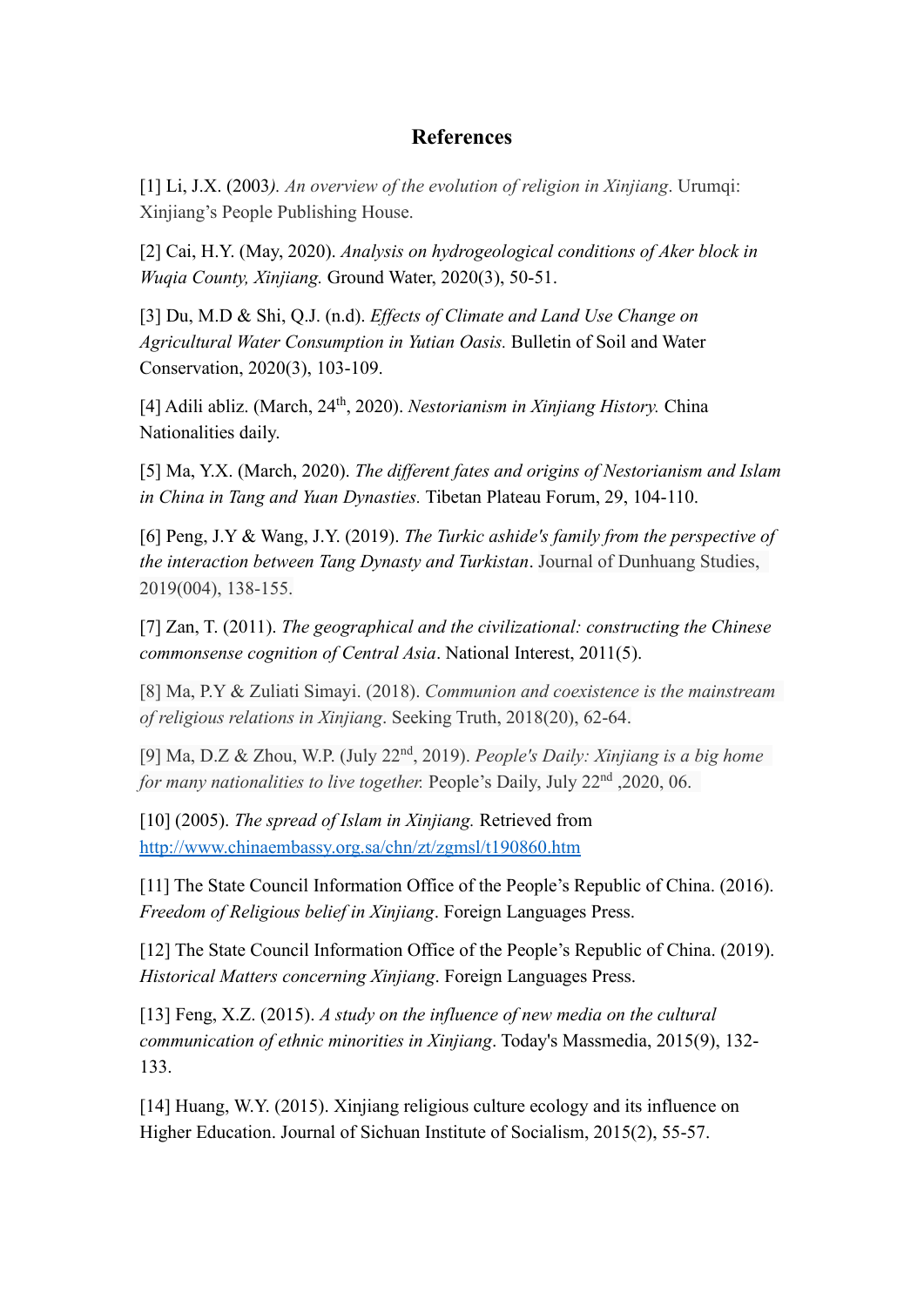# References

[1] Li, J.X. (2003*). An overview of the evolution of religion in Xinjiang*. Urumqi: Xinjiang's People Publishing House.

[2] Cai, H.Y. (May, 2020). *Analysis on hydrogeological conditions of Aker block in Wuqia County, Xinjiang.* Ground Water, 2020(3), 50-51.

[3] Du, M.D & Shi, Q.J. (n.d). *Effects of Climate and Land Use Change on Agricultural Water Consumption in Yutian Oasis.* Bulletin of Soil and Water Conservation, 2020(3), 103-109.

[4] Adili abliz. (March, 24th, 2020). *Nestorianism in Xinjiang History.* China Nationalities daily.

[5] Ma, Y.X. (March, 2020). *The different fates and origins of Nestorianism and Islam in China in Tang and Yuan Dynasties.* Tibetan Plateau Forum, 29, 104-110.

[6] Peng, J.Y & Wang, J.Y. (2019). *The Turkic ashide's family from the perspective of the interaction between Tang Dynasty and Turkistan*. Journal of Dunhuang Studies, 2019(004), 138-155.

[7] Zan, T. (2011). *The geographical and the civilizational: constructing the Chinese commonsense cognition of Central Asia*. National Interest, 2011(5).

[8] Ma, P.Y & Zuliati Simayi. (2018). *Communion and coexistence is the mainstream of religious relations in Xinjiang*. Seeking Truth, 2018(20), 62-64.

[9] Ma, D.Z & Zhou, W.P. (July 22nd, 2019). *People's Daily: Xinjiang is a big home for many nationalities to live together.* People's Daily, July 22nd ,2020, 06.

[10] (2005). *The spread of Islam in Xinjiang.* Retrieved from http://www.chinaembassy.org.sa/chn/zt/zgmsl/t190860.htm

[11] The State Council Information Office of the People's Republic of China. (2016). *Freedom of Religious belief in Xinjiang*. Foreign Languages Press.

[12] The State Council Information Office of the People's Republic of China. (2019). *Historical Matters concerning Xinjiang*. Foreign Languages Press.

[13] Feng, X.Z. (2015). *A study on the influence of new media on the cultural communication of ethnic minorities in Xinjiang*. Today's Massmedia, 2015(9), 132-133.

[14] Huang, W.Y. (2015). Xinjiang religious culture ecology and its influence on Higher Education. Journal of Sichuan Institute of Socialism, 2015(2), 55-57.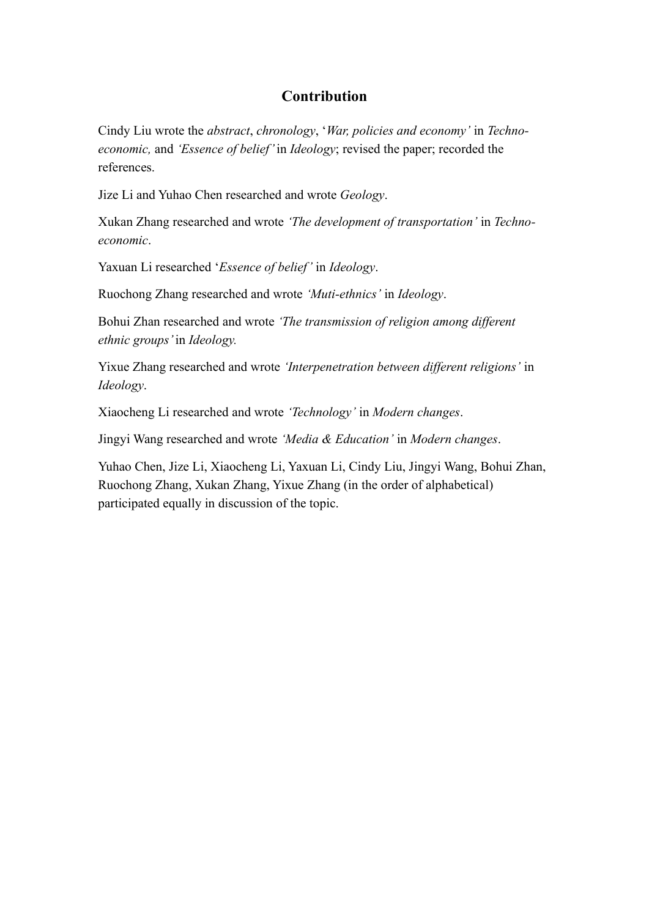## Contribution

Cindy Liu wrote the *abstract*, *chronology*, '*War, policies and economy'* in *Techno-economic,* and *'Essence of belief'* in *Ideology*; revised the paper; recorded the references.

Jize Li and Yuhao Chen researched and wrote *Geology*.

Xukan Zhang researched and wrote *'The development of transportation'* in *Techno-economic*.

Yaxuan Li researched '*Essence of belief'* in *Ideology*.

Ruochong Zhang researched and wrote *'Muti-ethnics'* in *Ideology*.

Bohui Zhan researched and wrote *'The transmission of religion among different ethnic groups'* in *Ideology.*

Yixue Zhang researched and wrote *'Interpenetration between different religions'* in *Ideology*.

Xiaocheng Li researched and wrote *'Technology'* in *Modern changes*.

Jingyi Wang researched and wrote *'Media & Education'* in *Modern changes*.

Yuhao Chen, Jize Li, Xiaocheng Li, Yaxuan Li, Cindy Liu, Jingyi Wang, Bohui Zhan, Ruochong Zhang, Xukan Zhang, Yixue Zhang (in the order of alphabetical) participated equally in discussion of the topic.